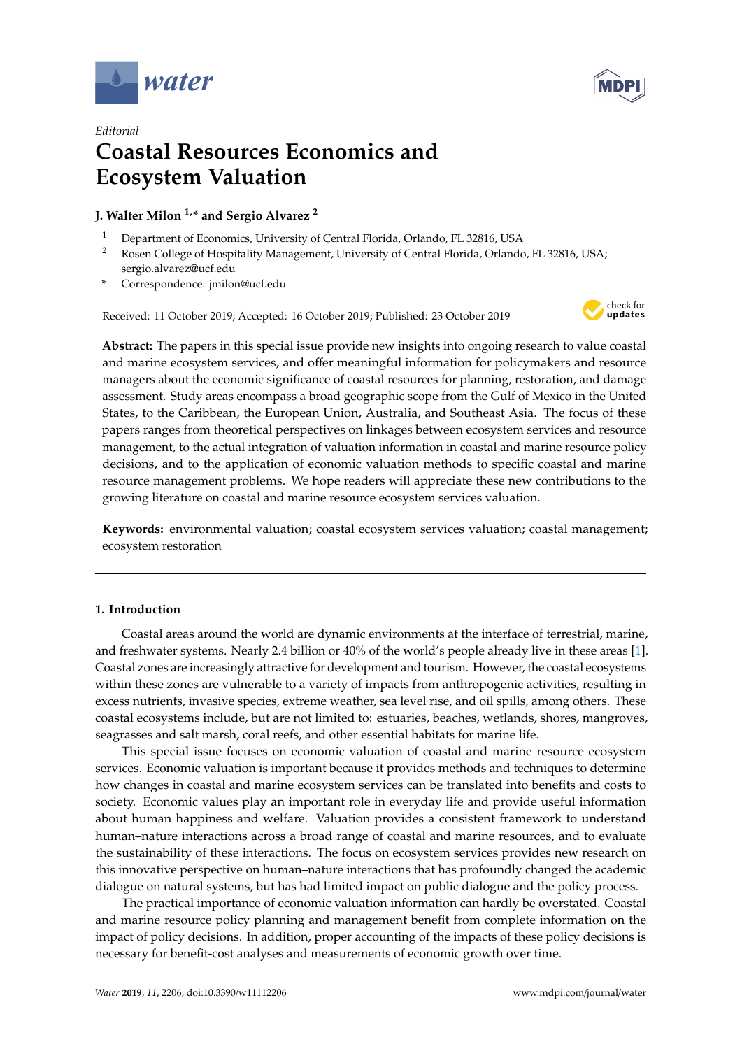Editorial

# Coastal Resources Economics and Ecosystem Valuation

**J. Walter Milon [1,*] and Sergio Alvarez [2]**

[1] Department of Economics, University of Central Florida, Orlando, FL 32816, USA
[2] Rosen College of Hospitality Management, University of Central Florida, Orlando, FL 32816, USA; sergio.alvarez@ucf.edu
* Correspondence: jmilon@ucf.edu

Received: 11 October 2019; Accepted: 16 October 2019; Published: 23 October 2019

**Abstract:** The papers in this special issue provide new insights into ongoing research to value coastal and marine ecosystem services, and offer meaningful information for policymakers and resource managers about the economic significance of coastal resources for planning, restoration, and damage assessment. Study areas encompass a broad geographic scope from the Gulf of Mexico in the United States, to the Caribbean, the European Union, Australia, and Southeast Asia. The focus of these papers ranges from theoretical perspectives on linkages between ecosystem services and resource management, to the actual integration of valuation information in coastal and marine resource policy decisions, and to the application of economic valuation methods to specific coastal and marine resource management problems. We hope readers will appreciate these new contributions to the growing literature on coastal and marine resource ecosystem services valuation.

**Keywords:** environmental valuation; coastal ecosystem services valuation; coastal management; ecosystem restoration

## 1. Introduction

Coastal areas around the world are dynamic environments at the interface of terrestrial, marine, and freshwater systems. Nearly 2.4 billion or 40% of the world's people already live in these areas [1]. Coastal zones are increasingly attractive for development and tourism. However, the coastal ecosystems within these zones are vulnerable to a variety of impacts from anthropogenic activities, resulting in excess nutrients, invasive species, extreme weather, sea level rise, and oil spills, among others. These coastal ecosystems include, but are not limited to: estuaries, beaches, wetlands, shores, mangroves, seagrasses and salt marsh, coral reefs, and other essential habitats for marine life.

This special issue focuses on economic valuation of coastal and marine resource ecosystem services. Economic valuation is important because it provides methods and techniques to determine how changes in coastal and marine ecosystem services can be translated into benefits and costs to society. Economic values play an important role in everyday life and provide useful information about human happiness and welfare. Valuation provides a consistent framework to understand human–nature interactions across a broad range of coastal and marine resources, and to evaluate the sustainability of these interactions. The focus on ecosystem services provides new research on this innovative perspective on human–nature interactions that has profoundly changed the academic dialogue on natural systems, but has had limited impact on public dialogue and the policy process.

The practical importance of economic valuation information can hardly be overstated. Coastal and marine resource policy planning and management benefit from complete information on the impact of policy decisions. In addition, proper accounting of the impacts of these policy decisions is necessary for benefit-cost analyses and measurements of economic growth over time.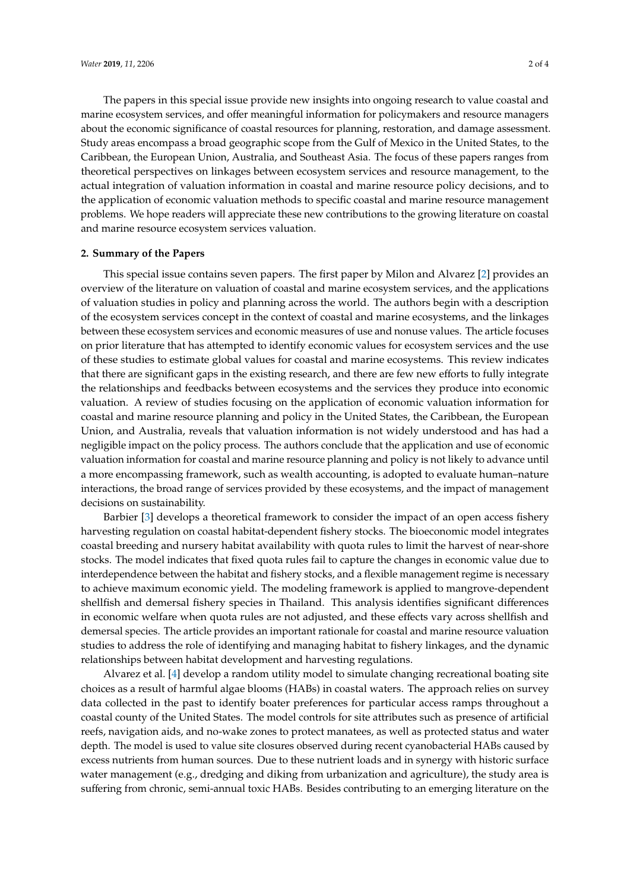The papers in this special issue provide new insights into ongoing research to value coastal and marine ecosystem services, and offer meaningful information for policymakers and resource managers about the economic significance of coastal resources for planning, restoration, and damage assessment. Study areas encompass a broad geographic scope from the Gulf of Mexico in the United States, to the Caribbean, the European Union, Australia, and Southeast Asia. The focus of these papers ranges from theoretical perspectives on linkages between ecosystem services and resource management, to the actual integration of valuation information in coastal and marine resource policy decisions, and to the application of economic valuation methods to specific coastal and marine resource management problems. We hope readers will appreciate these new contributions to the growing literature on coastal and marine resource ecosystem services valuation.

## 2. Summary of the Papers

This special issue contains seven papers. The first paper by Milon and Alvarez [2] provides an overview of the literature on valuation of coastal and marine ecosystem services, and the applications of valuation studies in policy and planning across the world. The authors begin with a description of the ecosystem services concept in the context of coastal and marine ecosystems, and the linkages between these ecosystem services and economic measures of use and nonuse values. The article focuses on prior literature that has attempted to identify economic values for ecosystem services and the use of these studies to estimate global values for coastal and marine ecosystems. This review indicates that there are significant gaps in the existing research, and there are few new efforts to fully integrate the relationships and feedbacks between ecosystems and the services they produce into economic valuation. A review of studies focusing on the application of economic valuation information for coastal and marine resource planning and policy in the United States, the Caribbean, the European Union, and Australia, reveals that valuation information is not widely understood and has had a negligible impact on the policy process. The authors conclude that the application and use of economic valuation information for coastal and marine resource planning and policy is not likely to advance until a more encompassing framework, such as wealth accounting, is adopted to evaluate human–nature interactions, the broad range of services provided by these ecosystems, and the impact of management decisions on sustainability.

Barbier [3] develops a theoretical framework to consider the impact of an open access fishery harvesting regulation on coastal habitat-dependent fishery stocks. The bioeconomic model integrates coastal breeding and nursery habitat availability with quota rules to limit the harvest of near-shore stocks. The model indicates that fixed quota rules fail to capture the changes in economic value due to interdependence between the habitat and fishery stocks, and a flexible management regime is necessary to achieve maximum economic yield. The modeling framework is applied to mangrove-dependent shellfish and demersal fishery species in Thailand. This analysis identifies significant differences in economic welfare when quota rules are not adjusted, and these effects vary across shellfish and demersal species. The article provides an important rationale for coastal and marine resource valuation studies to address the role of identifying and managing habitat to fishery linkages, and the dynamic relationships between habitat development and harvesting regulations.

Alvarez et al. [4] develop a random utility model to simulate changing recreational boating site choices as a result of harmful algae blooms (HABs) in coastal waters. The approach relies on survey data collected in the past to identify boater preferences for particular access ramps throughout a coastal county of the United States. The model controls for site attributes such as presence of artificial reefs, navigation aids, and no-wake zones to protect manatees, as well as protected status and water depth. The model is used to value site closures observed during recent cyanobacterial HABs caused by excess nutrients from human sources. Due to these nutrient loads and in synergy with historic surface water management (e.g., dredging and diking from urbanization and agriculture), the study area is suffering from chronic, semi-annual toxic HABs. Besides contributing to an emerging literature on the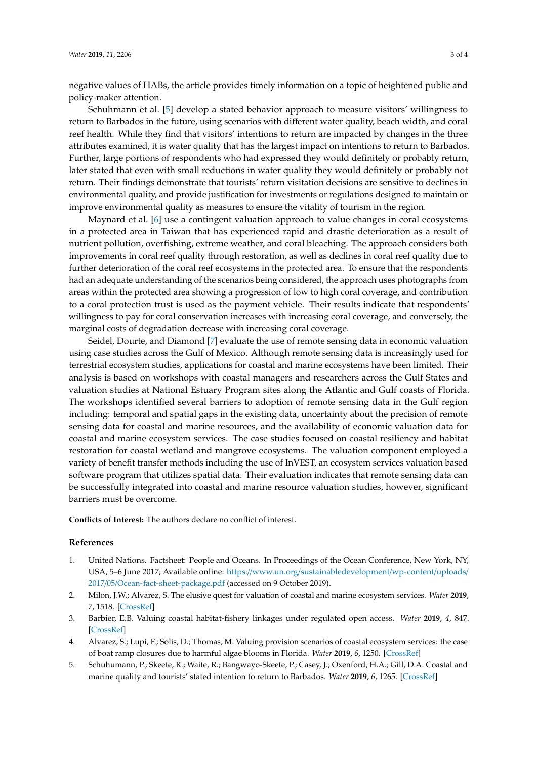negative values of HABs, the article provides timely information on a topic of heightened public and policy-maker attention.

Schuhmann et al. [5] develop a stated behavior approach to measure visitors' willingness to return to Barbados in the future, using scenarios with different water quality, beach width, and coral reef health. While they find that visitors' intentions to return are impacted by changes in the three attributes examined, it is water quality that has the largest impact on intentions to return to Barbados. Further, large portions of respondents who had expressed they would definitely or probably return, later stated that even with small reductions in water quality they would definitely or probably not return. Their findings demonstrate that tourists' return visitation decisions are sensitive to declines in environmental quality, and provide justification for investments or regulations designed to maintain or improve environmental quality as measures to ensure the vitality of tourism in the region.

Maynard et al. [6] use a contingent valuation approach to value changes in coral ecosystems in a protected area in Taiwan that has experienced rapid and drastic deterioration as a result of nutrient pollution, overfishing, extreme weather, and coral bleaching. The approach considers both improvements in coral reef quality through restoration, as well as declines in coral reef quality due to further deterioration of the coral reef ecosystems in the protected area. To ensure that the respondents had an adequate understanding of the scenarios being considered, the approach uses photographs from areas within the protected area showing a progression of low to high coral coverage, and contribution to a coral protection trust is used as the payment vehicle. Their results indicate that respondents' willingness to pay for coral conservation increases with increasing coral coverage, and conversely, the marginal costs of degradation decrease with increasing coral coverage.

Seidel, Dourte, and Diamond [7] evaluate the use of remote sensing data in economic valuation using case studies across the Gulf of Mexico. Although remote sensing data is increasingly used for terrestrial ecosystem studies, applications for coastal and marine ecosystems have been limited. Their analysis is based on workshops with coastal managers and researchers across the Gulf States and valuation studies at National Estuary Program sites along the Atlantic and Gulf coasts of Florida. The workshops identified several barriers to adoption of remote sensing data in the Gulf region including: temporal and spatial gaps in the existing data, uncertainty about the precision of remote sensing data for coastal and marine resources, and the availability of economic valuation data for coastal and marine ecosystem services. The case studies focused on coastal resiliency and habitat restoration for coastal wetland and mangrove ecosystems. The valuation component employed a variety of benefit transfer methods including the use of InVEST, an ecosystem services valuation based software program that utilizes spatial data. Their evaluation indicates that remote sensing data can be successfully integrated into coastal and marine resource valuation studies, however, significant barriers must be overcome.

**Conflicts of Interest:** The authors declare no conflict of interest.

## References

1. United Nations. Factsheet: People and Oceans. In Proceedings of the Ocean Conference, New York, NY, USA, 5–6 June 2017; Available online: https://www.un.org/sustainabledevelopment/wp-content/uploads/2017/05/Ocean-fact-sheet-package.pdf (accessed on 9 October 2019).
2. Milon, J.W.; Alvarez, S. The elusive quest for valuation of coastal and marine ecosystem services. *Water* **2019**, *7*, 1518. [CrossRef]
3. Barbier, E.B. Valuing coastal habitat-fishery linkages under regulated open access. *Water* **2019**, *4*, 847. [CrossRef]
4. Alvarez, S.; Lupi, F.; Solis, D.; Thomas, M. Valuing provision scenarios of coastal ecosystem services: the case of boat ramp closures due to harmful algae blooms in Florida. *Water* **2019**, *6*, 1250. [CrossRef]
5. Schuhumann, P.; Skeete, R.; Waite, R.; Bangwayo-Skeete, P.; Casey, J.; Oxenford, H.A.; Gill, D.A. Coastal and marine quality and tourists' stated intention to return to Barbados. *Water* **2019**, *6*, 1265. [CrossRef]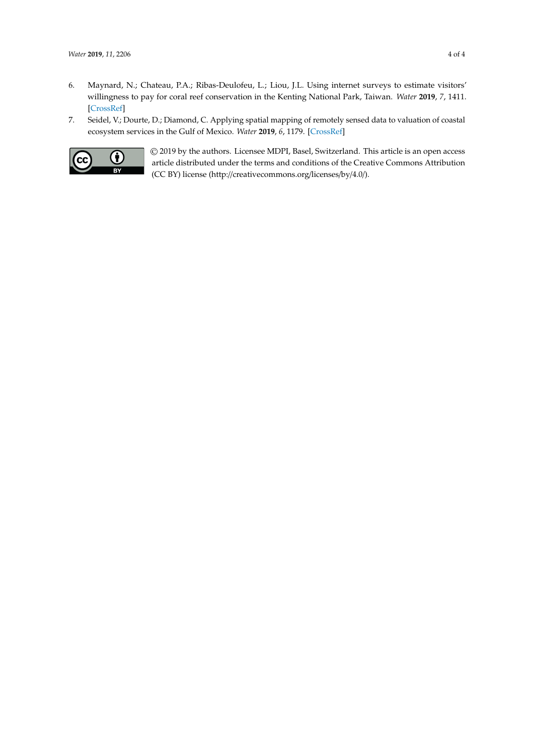6. Maynard, N.; Chateau, P.A.; Ribas-Deulofeu, L.; Liou, J.L. Using internet surveys to estimate visitors' willingness to pay for coral reef conservation in the Kenting National Park, Taiwan. *Water* **2019**, *7*, 1411. [CrossRef]
7. Seidel, V.; Dourte, D.; Diamond, C. Applying spatial mapping of remotely sensed data to valuation of coastal ecosystem services in the Gulf of Mexico. *Water* **2019**, *6*, 1179. [CrossRef]

© 2019 by the authors. Licensee MDPI, Basel, Switzerland. This article is an open access article distributed under the terms and conditions of the Creative Commons Attribution (CC BY) license (http://creativecommons.org/licenses/by/4.0/).